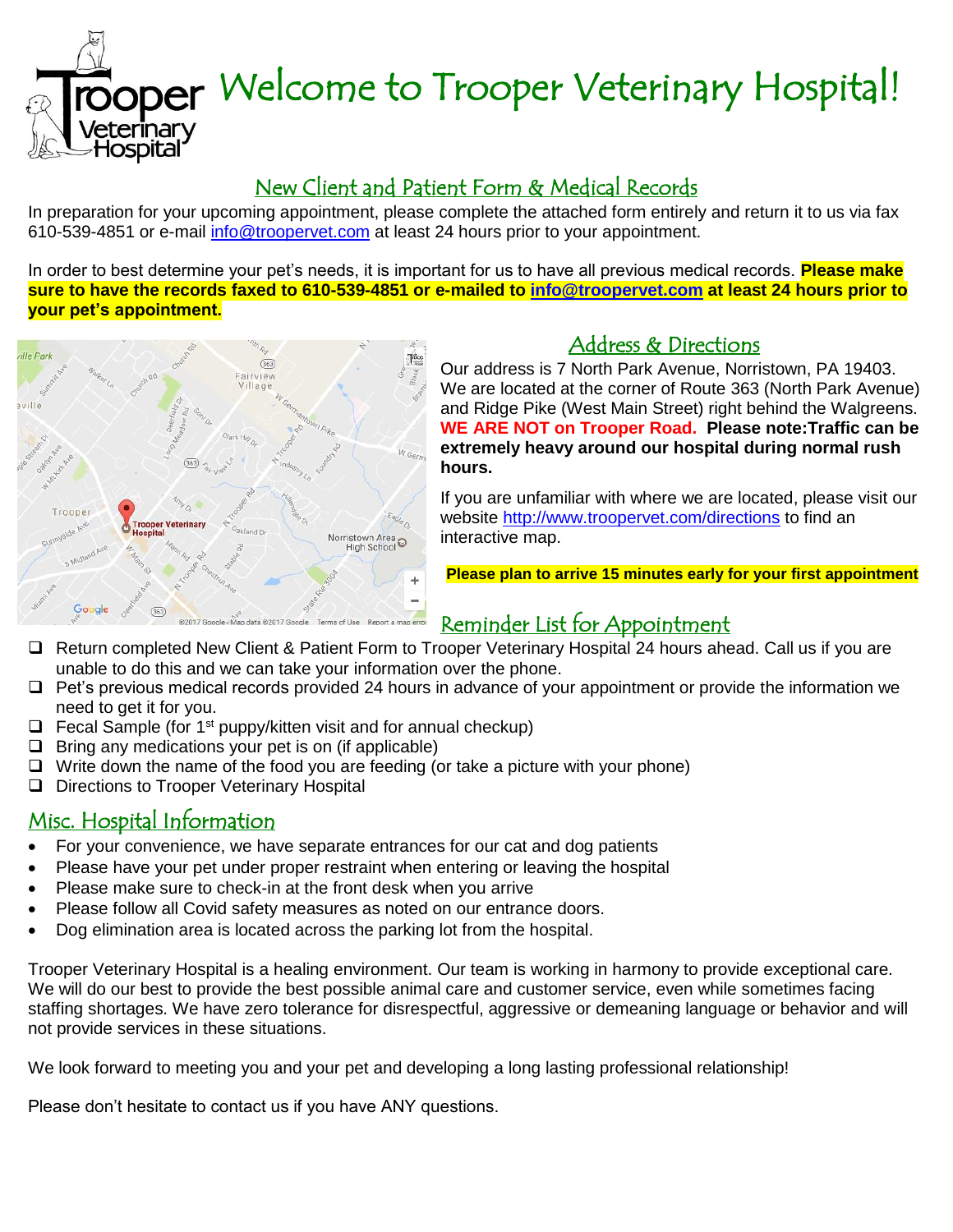# Welcome to Trooper Veterinary Hospital!

## New Client and Patient Form & Medical Records

In preparation for your upcoming appointment, please complete the attached form entirely and return it to us via fax 610-539-4851 or e-mail info@troopervet.com at least 24 hours prior to your appointment.

In order to best determine your pet's needs, it is important for us to have all previous medical records. **Please make sure to have the records faxed to 610-539-4851 or e-mailed to info@troopervet.com at least 24 hours prior to your pet's appointment.**

## Address & Directions

Our address is 7 North Park Avenue, Norristown, PA 19403. We are located at the corner of Route 363 (North Park Avenue) and Ridge Pike (West Main Street) right behind the Walgreens. **WE ARE NOT on Trooper Road. Please note:Traffic can be extremely heavy around our hospital during normal rush hours.**

If you are unfamiliar with where we are located, please visit our website http://www.troopervet.com/directions to find an interactive map.

**Please plan to arrive 15 minutes early for your first appointment**

## Reminder List for Appointment

- ❑ Return completed New Client & Patient Form to Trooper Veterinary Hospital 24 hours ahead. Call us if you are unable to do this and we can take your information over the phone.
- ❑ Pet's previous medical records provided 24 hours in advance of your appointment or provide the information we need to get it for you.
- ❑ Fecal Sample (for 1st puppy/kitten visit and for annual checkup)
- ❑ Bring any medications your pet is on (if applicable)
- ❑ Write down the name of the food you are feeding (or take a picture with your phone)
- ❑ Directions to Trooper Veterinary Hospital

## Misc. Hospital Information

- For your convenience, we have separate entrances for our cat and dog patients
- Please have your pet under proper restraint when entering or leaving the hospital
- Please make sure to check-in at the front desk when you arrive
- Please follow all Covid safety measures as noted on our entrance doors.
- Dog elimination area is located across the parking lot from the hospital.

Trooper Veterinary Hospital is a healing environment. Our team is working in harmony to provide exceptional care. We will do our best to provide the best possible animal care and customer service, even while sometimes facing staffing shortages. We have zero tolerance for disrespectful, aggressive or demeaning language or behavior and will not provide services in these situations.

We look forward to meeting you and your pet and developing a long lasting professional relationship!

Please don't hesitate to contact us if you have ANY questions.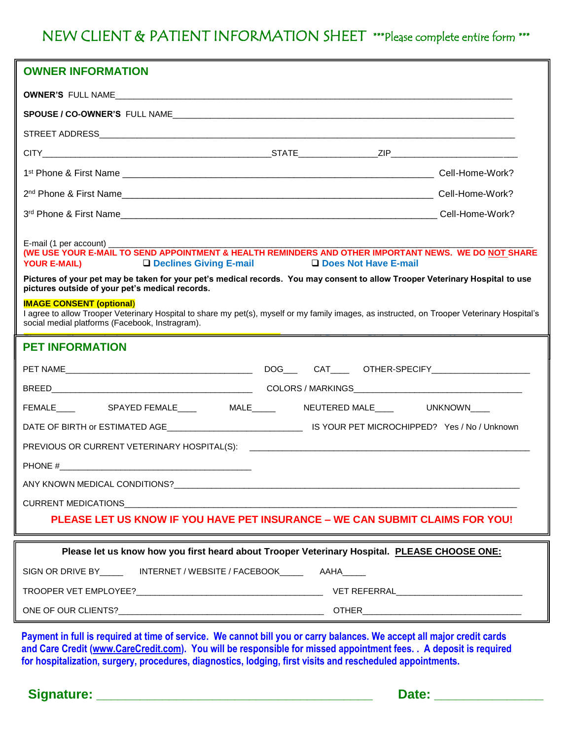# NEW CLIENT & PATIENT INFORMATION SHEET ***Please complete entire form ***

## OWNER INFORMATION

**OWNER'S** FULL NAME_______________________________________________________________________________

**SPOUSE / CO-OWNER'S** FULL NAME___________________________________________________________________

STREET ADDRESS_____________________________________________________________________________

CITY_______________________________________________STATE_______________ZIP_________________________

1st Phone & First Name ___________________________________________________________ Cell-Home-Work?

2nd Phone & First Name___________________________________________________________ Cell-Home-Work?

3rd Phone & First Name___________________________________________________________ Cell-Home-Work?

E-mail (1 per account) _____________________________________________________________________________

**(WE USE YOUR E-MAIL TO SEND APPOINTMENT & HEALTH REMINDERS AND OTHER IMPORTANT NEWS. WE DO NOT SHARE YOUR E-MAIL)** ❑ **Declines Giving E-mail** ❑ **Does Not Have E-mail**

**Pictures of your pet may be taken for your pet's medical records. You may consent to allow Trooper Veterinary Hospital to use pictures outside of your pet's medical records.**

**IMAGE CONSENT (optional)**
I agree to allow Trooper Veterinary Hospital to share my pet(s), myself or my family images, as instructed, on Trooper Veterinary Hospital's social medial platforms (Facebook, Instragram).

____________________________________________

## PET INFORMATION

PET NAME________________________________________ DOG___ CAT____ OTHER-SPECIFY____________________

BREED___________________________________________ COLORS / MARKINGS___________________________________

FEMALE____ SPAYED FEMALE____ MALE_____ NEUTERED MALE____ UNKNOWN____

DATE OF BIRTH or ESTIMATED AGE____________________________ IS YOUR PET MICROCHIPPED? Yes / No / Unknown

PREVIOUS OR CURRENT VETERINARY HOSPITAL(S): ____________________________________________________________

PHONE #__________________________________________

ANY KNOWN MEDICAL CONDITIONS?_________________________________________________________________________

CURRENT MEDICATIONS_______________________________________________________________________________

**PLEASE LET US KNOW IF YOU HAVE PET INSURANCE – WE CAN SUBMIT CLAIMS FOR YOU!**

**Please let us know how you first heard about Trooper Veterinary Hospital. PLEASE CHOOSE ONE:**

SIGN OR DRIVE BY_____ INTERNET / WEBSITE / FACEBOOK_____ AAHA_____

TROOPER VET EMPLOYEE?________________________________________ VET REFERRAL__________________________

ONE OF OUR CLIENTS?___________________________________________ OTHER_________________________________

**Payment in full is required at time of service. We cannot bill you or carry balances. We accept all major credit cards and Care Credit (www.CareCredit.com). You will be responsible for missed appointment fees. . A deposit is required for hospitalization, surgery, procedures, diagnostics, lodging, first visits and rescheduled appointments.**

**Signature:** ________________________________________ **Date:** _______________